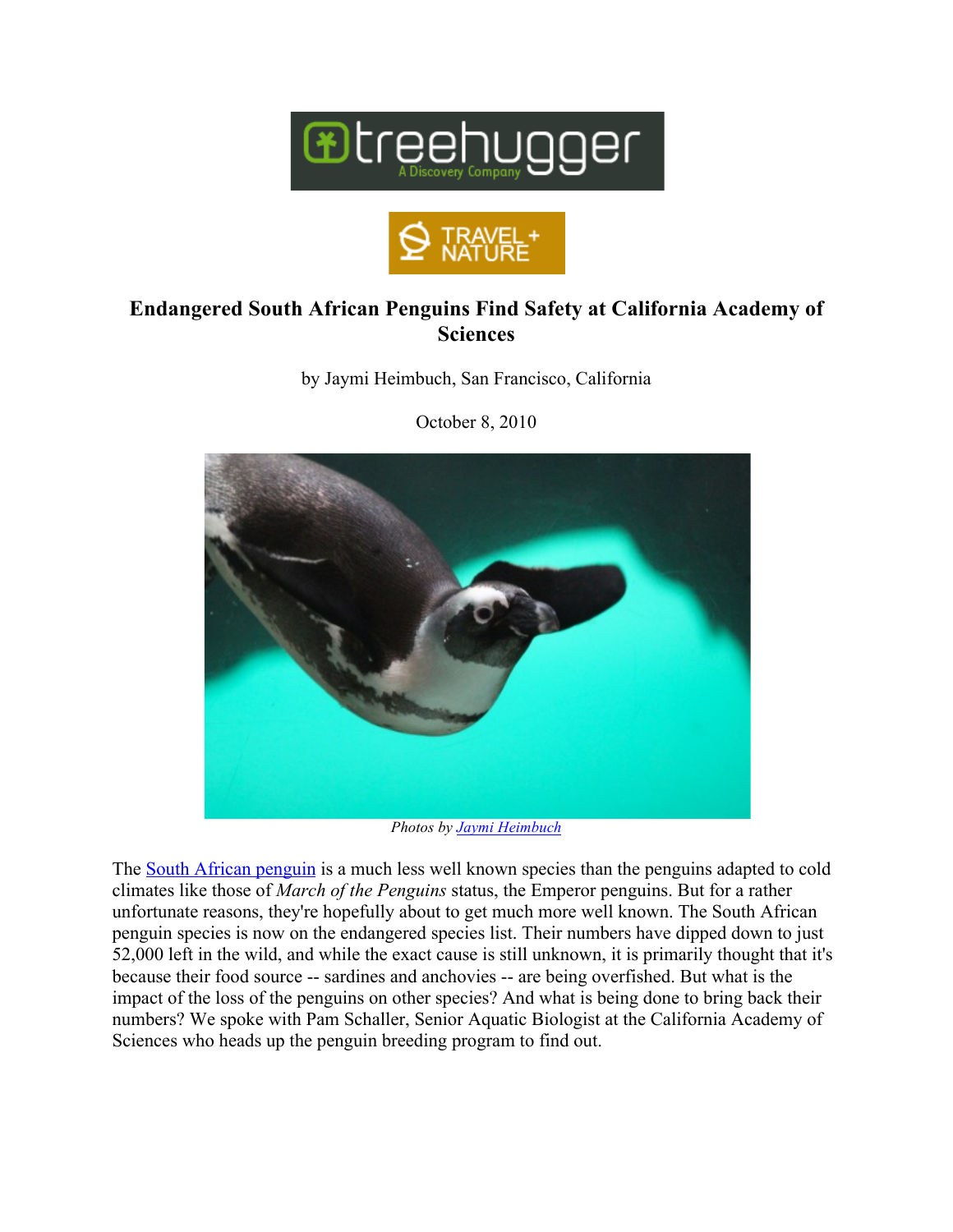treehugger
A Discovery Company

TRAVEL + NATURE

# Endangered South African Penguins Find Safety at California Academy of Sciences

by Jaymi Heimbuch, San Francisco, California

October 8, 2010

*Photos by Jaymi Heimbuch*

The South African penguin is a much less well known species than the penguins adapted to cold climates like those of *March of the Penguins* status, the Emperor penguins. But for a rather unfortunate reasons, they're hopefully about to get much more well known. The South African penguin species is now on the endangered species list. Their numbers have dipped down to just 52,000 left in the wild, and while the exact cause is still unknown, it is primarily thought that it's because their food source -- sardines and anchovies -- are being overfished. But what is the impact of the loss of the penguins on other species? And what is being done to bring back their numbers? We spoke with Pam Schaller, Senior Aquatic Biologist at the California Academy of Sciences who heads up the penguin breeding program to find out.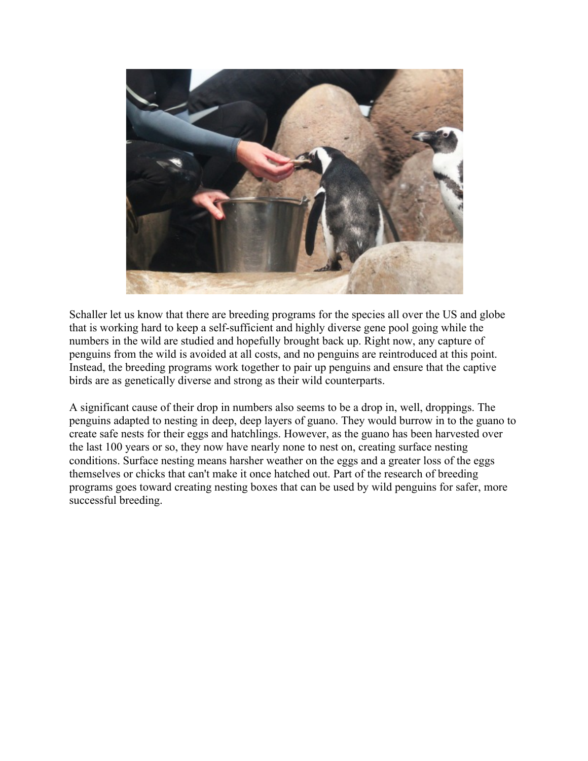Schaller let us know that there are breeding programs for the species all over the US and globe that is working hard to keep a self-sufficient and highly diverse gene pool going while the numbers in the wild are studied and hopefully brought back up. Right now, any capture of penguins from the wild is avoided at all costs, and no penguins are reintroduced at this point. Instead, the breeding programs work together to pair up penguins and ensure that the captive birds are as genetically diverse and strong as their wild counterparts.

A significant cause of their drop in numbers also seems to be a drop in, well, droppings. The penguins adapted to nesting in deep, deep layers of guano. They would burrow in to the guano to create safe nests for their eggs and hatchlings. However, as the guano has been harvested over the last 100 years or so, they now have nearly none to nest on, creating surface nesting conditions. Surface nesting means harsher weather on the eggs and a greater loss of the eggs themselves or chicks that can't make it once hatched out. Part of the research of breeding programs goes toward creating nesting boxes that can be used by wild penguins for safer, more successful breeding.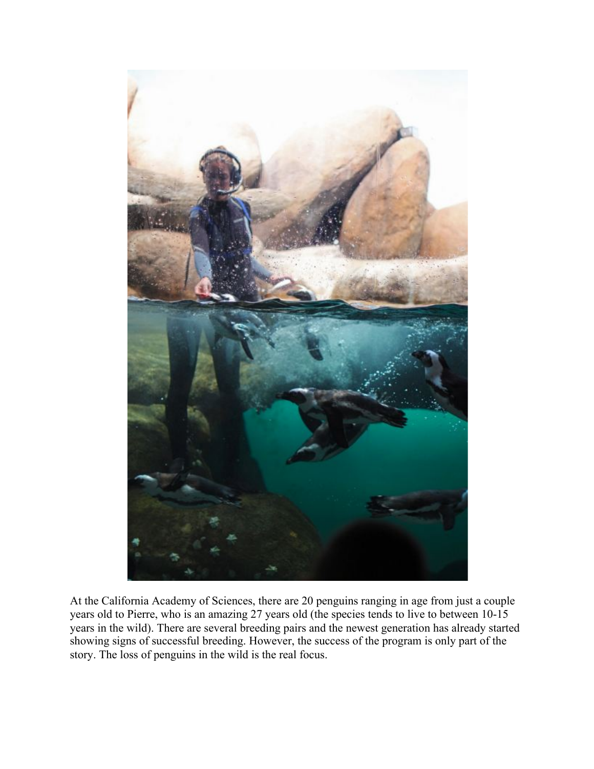At the California Academy of Sciences, there are 20 penguins ranging in age from just a couple years old to Pierre, who is an amazing 27 years old (the species tends to live to between 10-15 years in the wild). There are several breeding pairs and the newest generation has already started showing signs of successful breeding. However, the success of the program is only part of the story. The loss of penguins in the wild is the real focus.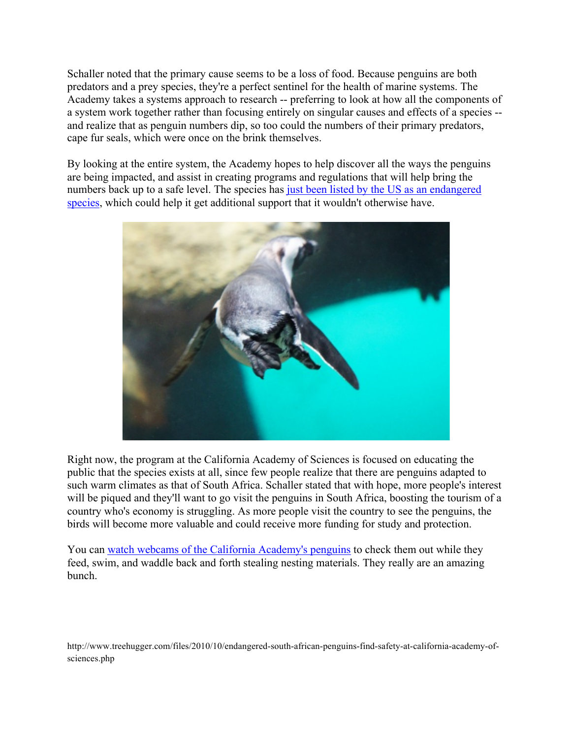Schaller noted that the primary cause seems to be a loss of food. Because penguins are both predators and a prey species, they're a perfect sentinel for the health of marine systems. The Academy takes a systems approach to research -- preferring to look at how all the components of a system work together rather than focusing entirely on singular causes and effects of a species -- and realize that as penguin numbers dip, so too could the numbers of their primary predators, cape fur seals, which were once on the brink themselves.

By looking at the entire system, the Academy hopes to help discover all the ways the penguins are being impacted, and assist in creating programs and regulations that will help bring the numbers back up to a safe level. The species has [just been listed by the US as an endangered species](), which could help it get additional support that it wouldn't otherwise have.

Right now, the program at the California Academy of Sciences is focused on educating the public that the species exists at all, since few people realize that there are penguins adapted to such warm climates as that of South Africa. Schaller stated that with hope, more people's interest will be piqued and they'll want to go visit the penguins in South Africa, boosting the tourism of a country who's economy is struggling. As more people visit the country to see the penguins, the birds will become more valuable and could receive more funding for study and protection.

You can [watch webcams of the California Academy's penguins]() to check them out while they feed, swim, and waddle back and forth stealing nesting materials. They really are an amazing bunch.

http://www.treehugger.com/files/2010/10/endangered-south-african-penguins-find-safety-at-california-academy-of-sciences.php